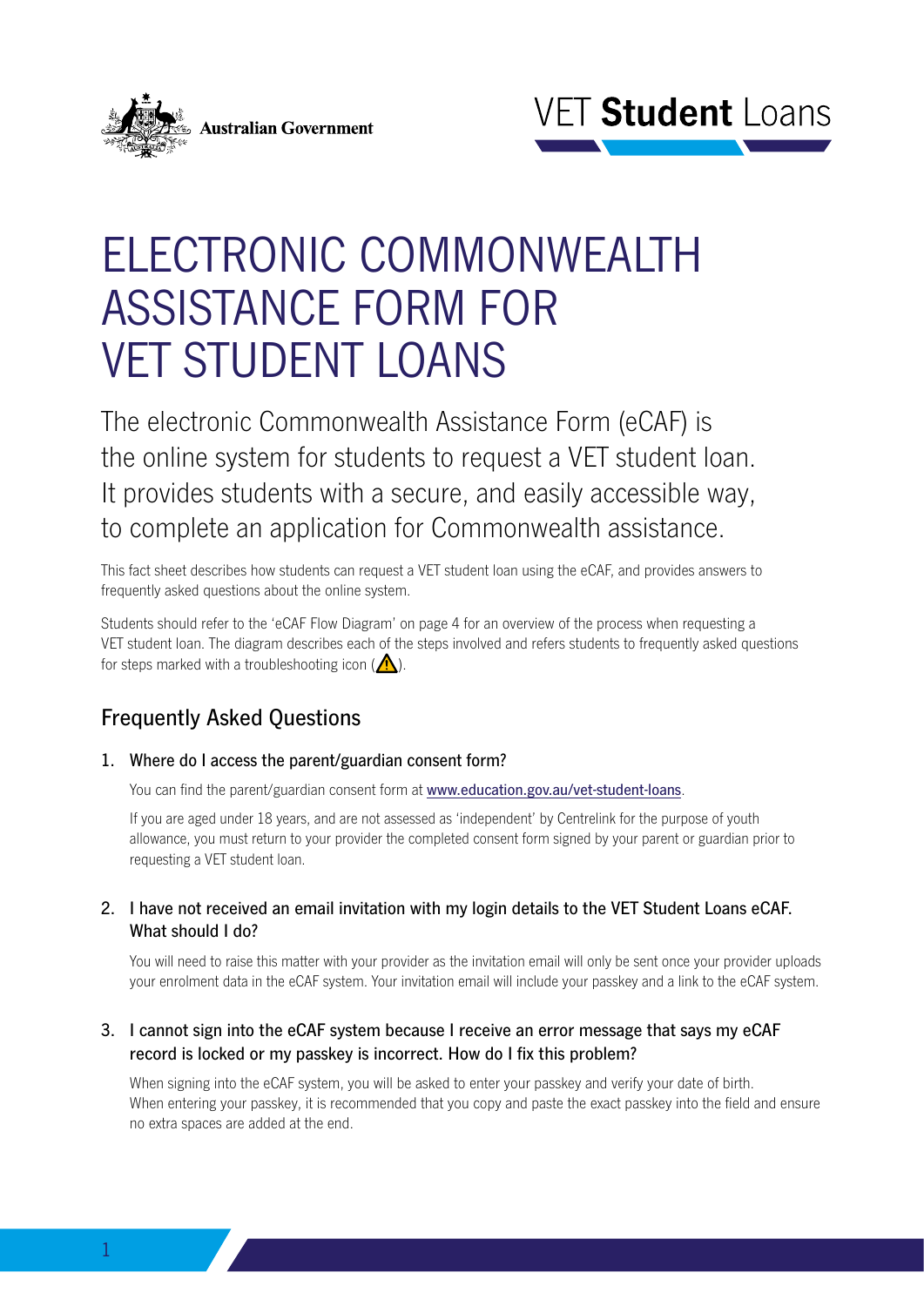Australian Government

VET **Student** Loans

# ELECTRONIC COMMONWEALTH ASSISTANCE FORM FOR VET STUDENT LOANS

The electronic Commonwealth Assistance Form (eCAF) is the online system for students to request a VET student loan. It provides students with a secure, and easily accessible way, to complete an application for Commonwealth assistance.

This fact sheet describes how students can request a VET student loan using the eCAF, and provides answers to frequently asked questions about the online system.

Students should refer to the 'eCAF Flow Diagram' on page 4 for an overview of the process when requesting a VET student loan. The diagram describes each of the steps involved and refers students to frequently asked questions for steps marked with a troubleshooting icon (⚠).

## Frequently Asked Questions

1. Where do I access the parent/guardian consent form?

   You can find the parent/guardian consent form at [www.education.gov.au/vet-student-loans](www.education.gov.au/vet-student-loans).

   If you are aged under 18 years, and are not assessed as 'independent' by Centrelink for the purpose of youth allowance, you must return to your provider the completed consent form signed by your parent or guardian prior to requesting a VET student loan.

2. I have not received an email invitation with my login details to the VET Student Loans eCAF. What should I do?

   You will need to raise this matter with your provider as the invitation email will only be sent once your provider uploads your enrolment data in the eCAF system. Your invitation email will include your passkey and a link to the eCAF system.

3. I cannot sign into the eCAF system because I receive an error message that says my eCAF record is locked or my passkey is incorrect. How do I fix this problem?

   When signing into the eCAF system, you will be asked to enter your passkey and verify your date of birth. When entering your passkey, it is recommended that you copy and paste the exact passkey into the field and ensure no extra spaces are added at the end.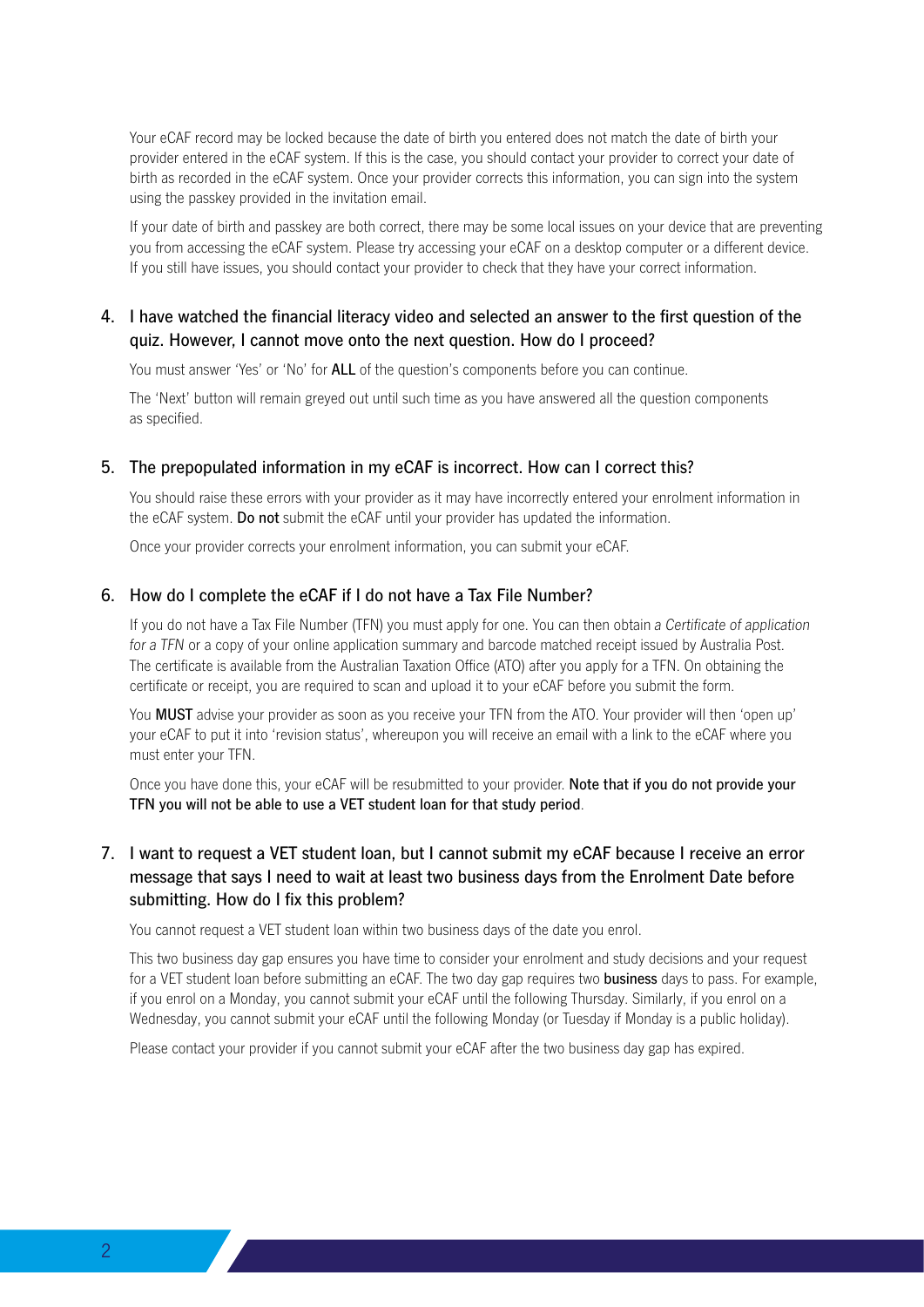Your eCAF record may be locked because the date of birth you entered does not match the date of birth your provider entered in the eCAF system. If this is the case, you should contact your provider to correct your date of birth as recorded in the eCAF system. Once your provider corrects this information, you can sign into the system using the passkey provided in the invitation email.

If your date of birth and passkey are both correct, there may be some local issues on your device that are preventing you from accessing the eCAF system. Please try accessing your eCAF on a desktop computer or a different device. If you still have issues, you should contact your provider to check that they have your correct information.

### 4. I have watched the financial literacy video and selected an answer to the first question of the quiz. However, I cannot move onto the next question. How do I proceed?

You must answer 'Yes' or 'No' for **ALL** of the question's components before you can continue.

The 'Next' button will remain greyed out until such time as you have answered all the question components as specified.

### 5. The prepopulated information in my eCAF is incorrect. How can I correct this?

You should raise these errors with your provider as it may have incorrectly entered your enrolment information in the eCAF system. **Do not** submit the eCAF until your provider has updated the information.

Once your provider corrects your enrolment information, you can submit your eCAF.

### 6. How do I complete the eCAF if I do not have a Tax File Number?

If you do not have a Tax File Number (TFN) you must apply for one. You can then obtain a *Certificate of application for a TFN* or a copy of your online application summary and barcode matched receipt issued by Australia Post. The certificate is available from the Australian Taxation Office (ATO) after you apply for a TFN. On obtaining the certificate or receipt, you are required to scan and upload it to your eCAF before you submit the form.

You **MUST** advise your provider as soon as you receive your TFN from the ATO. Your provider will then 'open up' your eCAF to put it into 'revision status', whereupon you will receive an email with a link to the eCAF where you must enter your TFN.

Once you have done this, your eCAF will be resubmitted to your provider. **Note that if you do not provide your TFN you will not be able to use a VET student loan for that study period**.

### 7. I want to request a VET student loan, but I cannot submit my eCAF because I receive an error message that says I need to wait at least two business days from the Enrolment Date before submitting. How do I fix this problem?

You cannot request a VET student loan within two business days of the date you enrol.

This two business day gap ensures you have time to consider your enrolment and study decisions and your request for a VET student loan before submitting an eCAF. The two day gap requires two **business** days to pass. For example, if you enrol on a Monday, you cannot submit your eCAF until the following Thursday. Similarly, if you enrol on a Wednesday, you cannot submit your eCAF until the following Monday (or Tuesday if Monday is a public holiday).

Please contact your provider if you cannot submit your eCAF after the two business day gap has expired.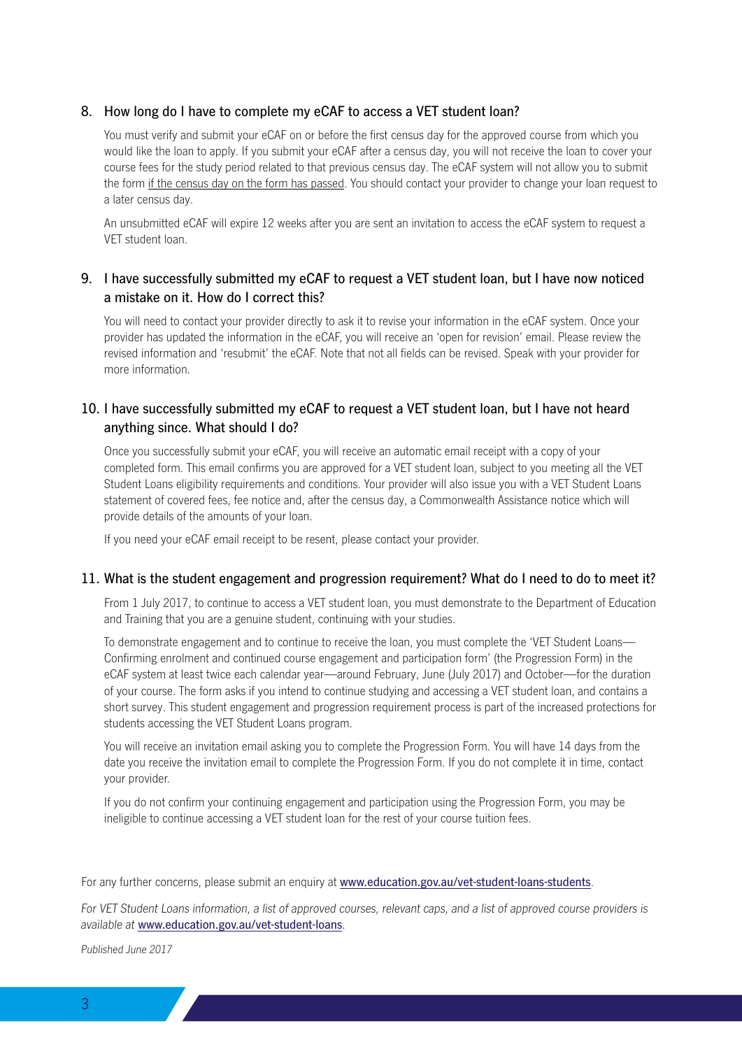## 8. How long do I have to complete my eCAF to access a VET student loan?

You must verify and submit your eCAF on or before the first census day for the approved course from which you would like the loan to apply. If you submit your eCAF after a census day, you will not receive the loan to cover your course fees for the study period related to that previous census day. The eCAF system will not allow you to submit the form <u>if the census day on the form has passed</u>. You should contact your provider to change your loan request to a later census day.

An unsubmitted eCAF will expire 12 weeks after you are sent an invitation to access the eCAF system to request a VET student loan.

## 9. I have successfully submitted my eCAF to request a VET student loan, but I have now noticed a mistake on it. How do I correct this?

You will need to contact your provider directly to ask it to revise your information in the eCAF system. Once your provider has updated the information in the eCAF, you will receive an 'open for revision' email. Please review the revised information and 'resubmit' the eCAF. Note that not all fields can be revised. Speak with your provider for more information.

## 10. I have successfully submitted my eCAF to request a VET student loan, but I have not heard anything since. What should I do?

Once you successfully submit your eCAF, you will receive an automatic email receipt with a copy of your completed form. This email confirms you are approved for a VET student loan, subject to you meeting all the VET Student Loans eligibility requirements and conditions. Your provider will also issue you with a VET Student Loans statement of covered fees, fee notice and, after the census day, a Commonwealth Assistance notice which will provide details of the amounts of your loan.

If you need your eCAF email receipt to be resent, please contact your provider.

## 11. What is the student engagement and progression requirement? What do I need to do to meet it?

From 1 July 2017, to continue to access a VET student loan, you must demonstrate to the Department of Education and Training that you are a genuine student, continuing with your studies.

To demonstrate engagement and to continue to receive the loan, you must complete the 'VET Student Loans—Confirming enrolment and continued course engagement and participation form' (the Progression Form) in the eCAF system at least twice each calendar year—around February, June (July 2017) and October—for the duration of your course. The form asks if you intend to continue studying and accessing a VET student loan, and contains a short survey. This student engagement and progression requirement process is part of the increased protections for students accessing the VET Student Loans program.

You will receive an invitation email asking you to complete the Progression Form. You will have 14 days from the date you receive the invitation email to complete the Progression Form. If you do not complete it in time, contact your provider.

If you do not confirm your continuing engagement and participation using the Progression Form, you may be ineligible to continue accessing a VET student loan for the rest of your course tuition fees.

For any further concerns, please submit an enquiry at [www.education.gov.au/vet-student-loans-students](www.education.gov.au/vet-student-loans-students).

*For VET Student Loans information, a list of approved courses, relevant caps, and a list of approved course providers is available at* [www.education.gov.au/vet-student-loans](www.education.gov.au/vet-student-loans).

*Published June 2017*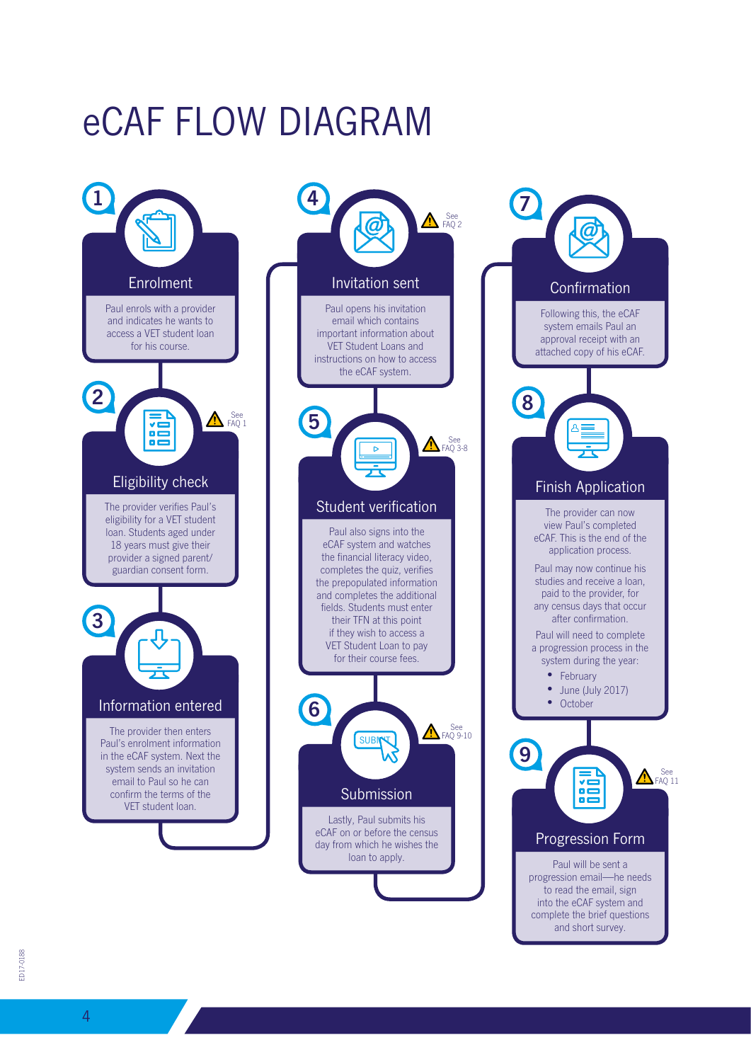# eCAF FLOW DIAGRAM

## 1 Enrolment

Paul enrols with a provider and indicates he wants to access a VET student loan for his course.

## 2 Eligibility check

See FAQ 1

The provider verifies Paul's eligibility for a VET student loan. Students aged under 18 years must give their provider a signed parent/guardian consent form.

## 3 Information entered

The provider then enters Paul's enrolment information in the eCAF system. Next the system sends an invitation email to Paul so he can confirm the terms of the VET student loan.

## 4 Invitation sent

See FAQ 2

Paul opens his invitation email which contains important information about VET Student Loans and instructions on how to access the eCAF system.

## 5 Student verification

See FAQ 3-8

Paul also signs into the eCAF system and watches the financial literacy video, completes the quiz, verifies the prepopulated information and completes the additional fields. Students must enter their TFN at this point if they wish to access a VET Student Loan to pay for their course fees.

## 6 Submission

See FAQ 9-10

Lastly, Paul submits his eCAF on or before the census day from which he wishes the loan to apply.

## 7 Confirmation

Following this, the eCAF system emails Paul an approval receipt with an attached copy of his eCAF.

## 8 Finish Application

The provider can now view Paul's completed eCAF. This is the end of the application process.

Paul may now continue his studies and receive a loan, paid to the provider, for any census days that occur after confirmation.

Paul will need to complete a progression process in the system during the year:

- February
- June (July 2017)
- October

## 9 Progression Form

See FAQ 11

Paul will be sent a progression email—he needs to read the email, sign into the eCAF system and complete the brief questions and short survey.

ED17-0188